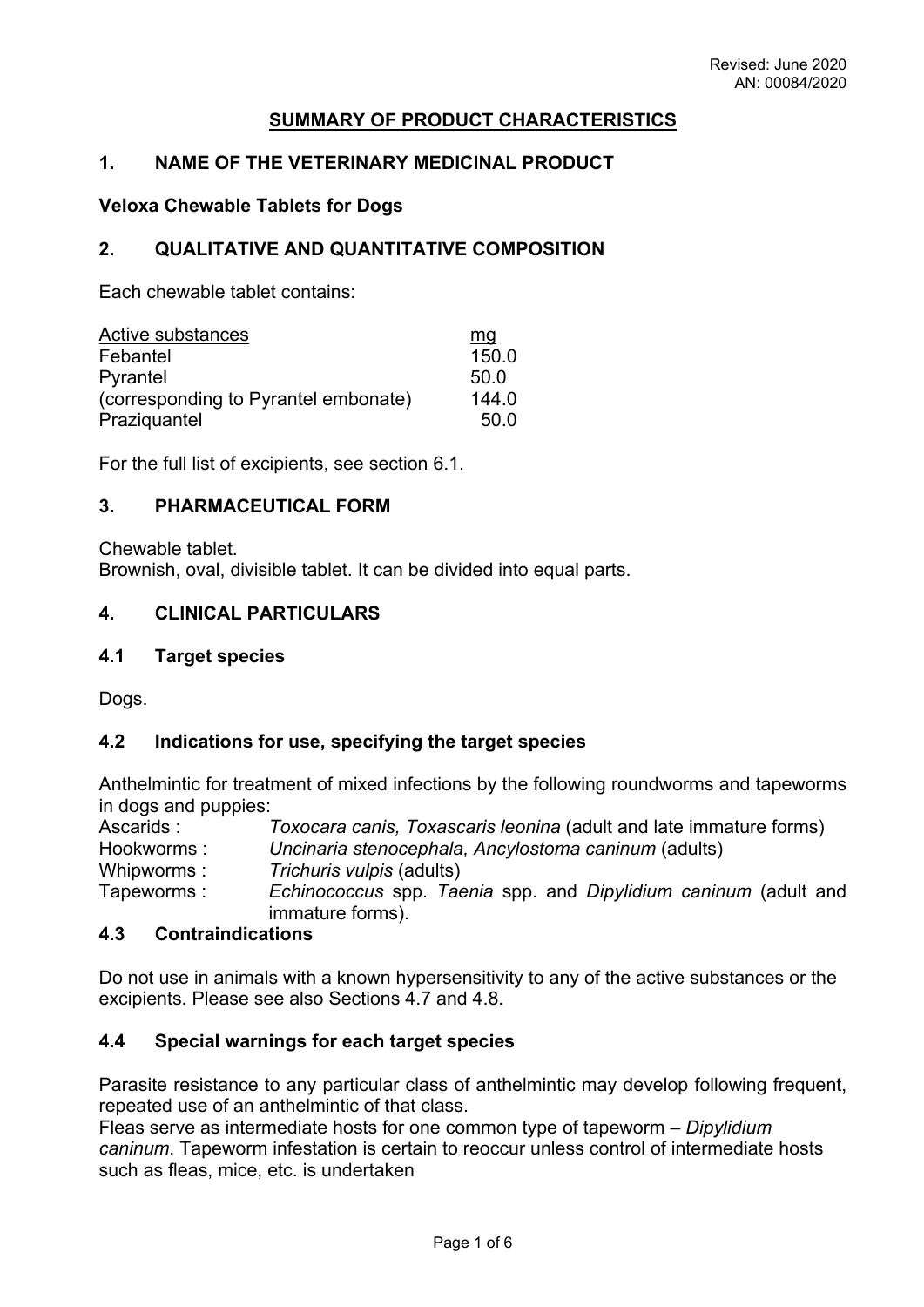Revised: June 2020
AN: 00084/2020

# SUMMARY OF PRODUCT CHARACTERISTICS

## 1. NAME OF THE VETERINARY MEDICINAL PRODUCT

**Veloxa Chewable Tablets for Dogs**

## 2. QUALITATIVE AND QUANTITATIVE COMPOSITION

Each chewable tablet contains:

| Active substances | mg |
|---|---|
| Febantel | 150.0 |
| Pyrantel | 50.0 |
| (corresponding to Pyrantel embonate) | 144.0 |
| Praziquantel | 50.0 |

For the full list of excipients, see section 6.1.

## 3. PHARMACEUTICAL FORM

Chewable tablet.
Brownish, oval, divisible tablet. It can be divided into equal parts.

## 4. CLINICAL PARTICULARS

### 4.1 Target species

Dogs.

### 4.2 Indications for use, specifying the target species

Anthelmintic for treatment of mixed infections by the following roundworms and tapeworms in dogs and puppies:

| | |
|---|---|
| Ascarids : | *Toxocara canis, Toxascaris leonina* (adult and late immature forms) |
| Hookworms : | *Uncinaria stenocephala, Ancylostoma caninum* (adults) |
| Whipworms : | *Trichuris vulpis* (adults) |
| Tapeworms : | *Echinococcus* spp. *Taenia* spp. and *Dipylidium caninum* (adult and immature forms). |

### 4.3 Contraindications

Do not use in animals with a known hypersensitivity to any of the active substances or the excipients. Please see also Sections 4.7 and 4.8.

### 4.4 Special warnings for each target species

Parasite resistance to any particular class of anthelmintic may develop following frequent, repeated use of an anthelmintic of that class.
Fleas serve as intermediate hosts for one common type of tapeworm – *Dipylidium caninum*. Tapeworm infestation is certain to reoccur unless control of intermediate hosts such as fleas, mice, etc. is undertaken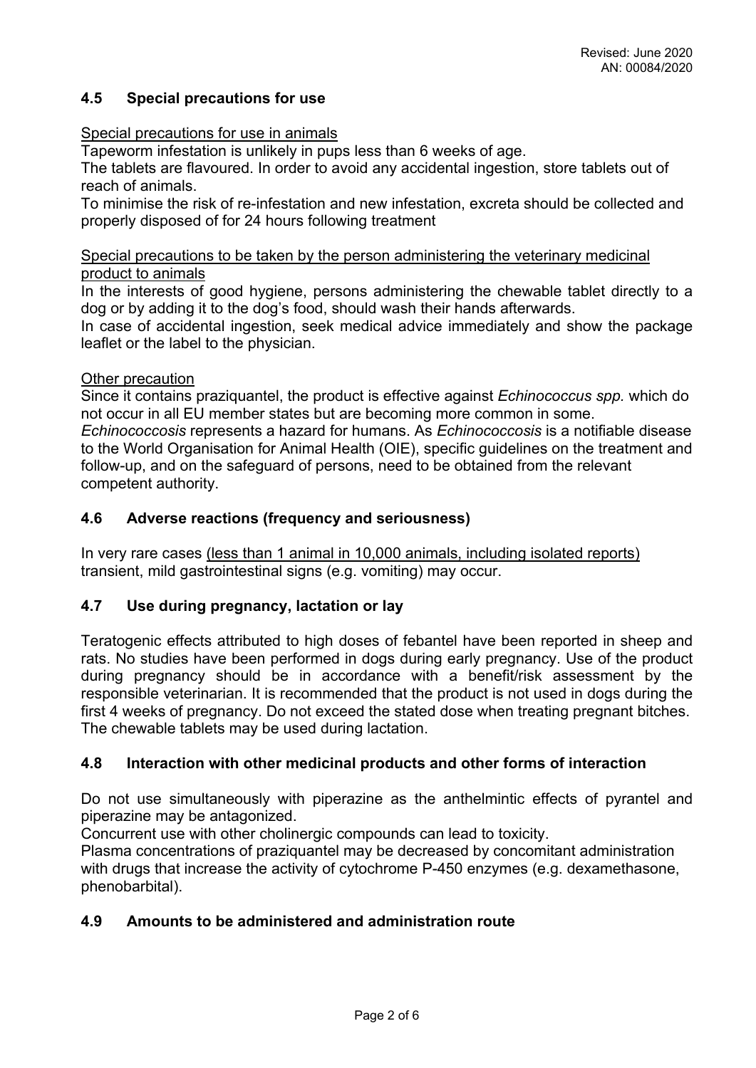## 4.5 Special precautions for use

Special precautions for use in animals

Tapeworm infestation is unlikely in pups less than 6 weeks of age.

The tablets are flavoured. In order to avoid any accidental ingestion, store tablets out of reach of animals.

To minimise the risk of re-infestation and new infestation, excreta should be collected and properly disposed of for 24 hours following treatment

Special precautions to be taken by the person administering the veterinary medicinal product to animals

In the interests of good hygiene, persons administering the chewable tablet directly to a dog or by adding it to the dog's food, should wash their hands afterwards.

In case of accidental ingestion, seek medical advice immediately and show the package leaflet or the label to the physician.

Other precaution

Since it contains praziquantel, the product is effective against *Echinococcus spp.* which do not occur in all EU member states but are becoming more common in some. *Echinococcosis* represents a hazard for humans. As *Echinococcosis* is a notifiable disease to the World Organisation for Animal Health (OIE), specific guidelines on the treatment and follow-up, and on the safeguard of persons, need to be obtained from the relevant competent authority.

## 4.6 Adverse reactions (frequency and seriousness)

In very rare cases (less than 1 animal in 10,000 animals, including isolated reports) transient, mild gastrointestinal signs (e.g. vomiting) may occur.

## 4.7 Use during pregnancy, lactation or lay

Teratogenic effects attributed to high doses of febantel have been reported in sheep and rats. No studies have been performed in dogs during early pregnancy. Use of the product during pregnancy should be in accordance with a benefit/risk assessment by the responsible veterinarian. It is recommended that the product is not used in dogs during the first 4 weeks of pregnancy. Do not exceed the stated dose when treating pregnant bitches. The chewable tablets may be used during lactation.

## 4.8 Interaction with other medicinal products and other forms of interaction

Do not use simultaneously with piperazine as the anthelmintic effects of pyrantel and piperazine may be antagonized.

Concurrent use with other cholinergic compounds can lead to toxicity.

Plasma concentrations of praziquantel may be decreased by concomitant administration with drugs that increase the activity of cytochrome P-450 enzymes (e.g. dexamethasone, phenobarbital).

## 4.9 Amounts to be administered and administration route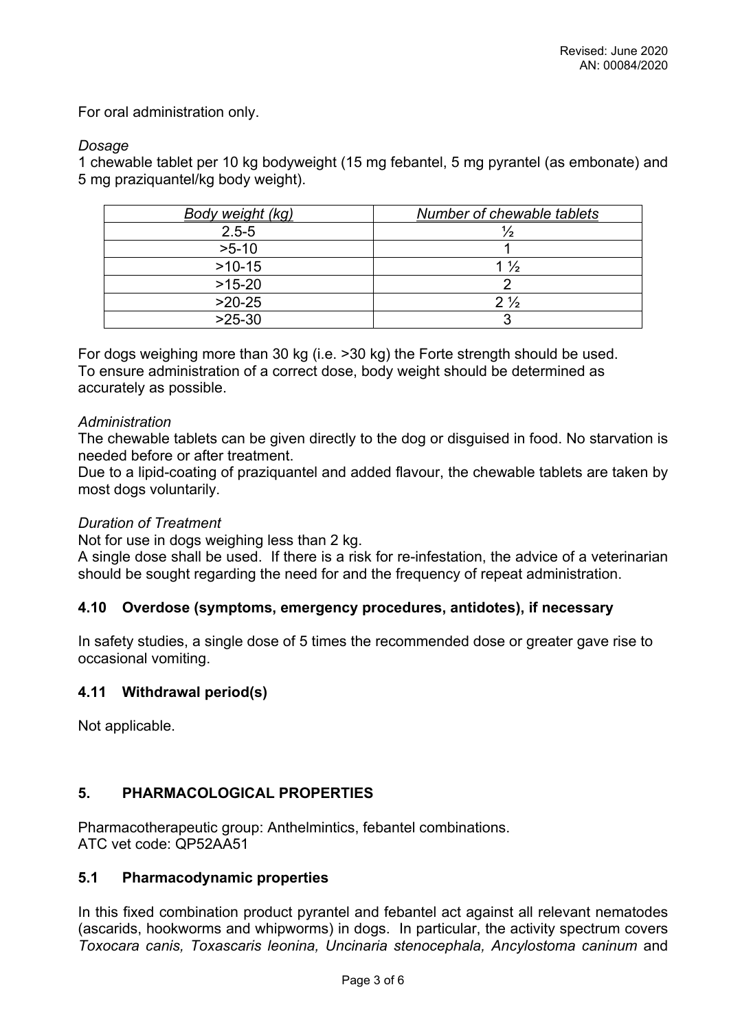For oral administration only.

*Dosage*

1 chewable tablet per 10 kg bodyweight (15 mg febantel, 5 mg pyrantel (as embonate) and 5 mg praziquantel/kg body weight).

| *Body weight (kg)* | *Number of chewable tablets* |
|---|---|
| 2.5-5 | ½ |
| >5-10 | 1 |
| >10-15 | 1 ½ |
| >15-20 | 2 |
| >20-25 | 2 ½ |
| >25-30 | 3 |

For dogs weighing more than 30 kg (i.e. >30 kg) the Forte strength should be used.
To ensure administration of a correct dose, body weight should be determined as accurately as possible.

*Administration*

The chewable tablets can be given directly to the dog or disguised in food. No starvation is needed before or after treatment.
Due to a lipid-coating of praziquantel and added flavour, the chewable tablets are taken by most dogs voluntarily.

*Duration of Treatment*

Not for use in dogs weighing less than 2 kg.
A single dose shall be used. If there is a risk for re-infestation, the advice of a veterinarian should be sought regarding the need for and the frequency of repeat administration.

### 4.10 Overdose (symptoms, emergency procedures, antidotes), if necessary

In safety studies, a single dose of 5 times the recommended dose or greater gave rise to occasional vomiting.

### 4.11 Withdrawal period(s)

Not applicable.

## 5. PHARMACOLOGICAL PROPERTIES

Pharmacotherapeutic group: Anthelmintics, febantel combinations.
ATC vet code: QP52AA51

### 5.1 Pharmacodynamic properties

In this fixed combination product pyrantel and febantel act against all relevant nematodes (ascarids, hookworms and whipworms) in dogs. In particular, the activity spectrum covers *Toxocara canis, Toxascaris leonina, Uncinaria stenocephala, Ancylostoma caninum* and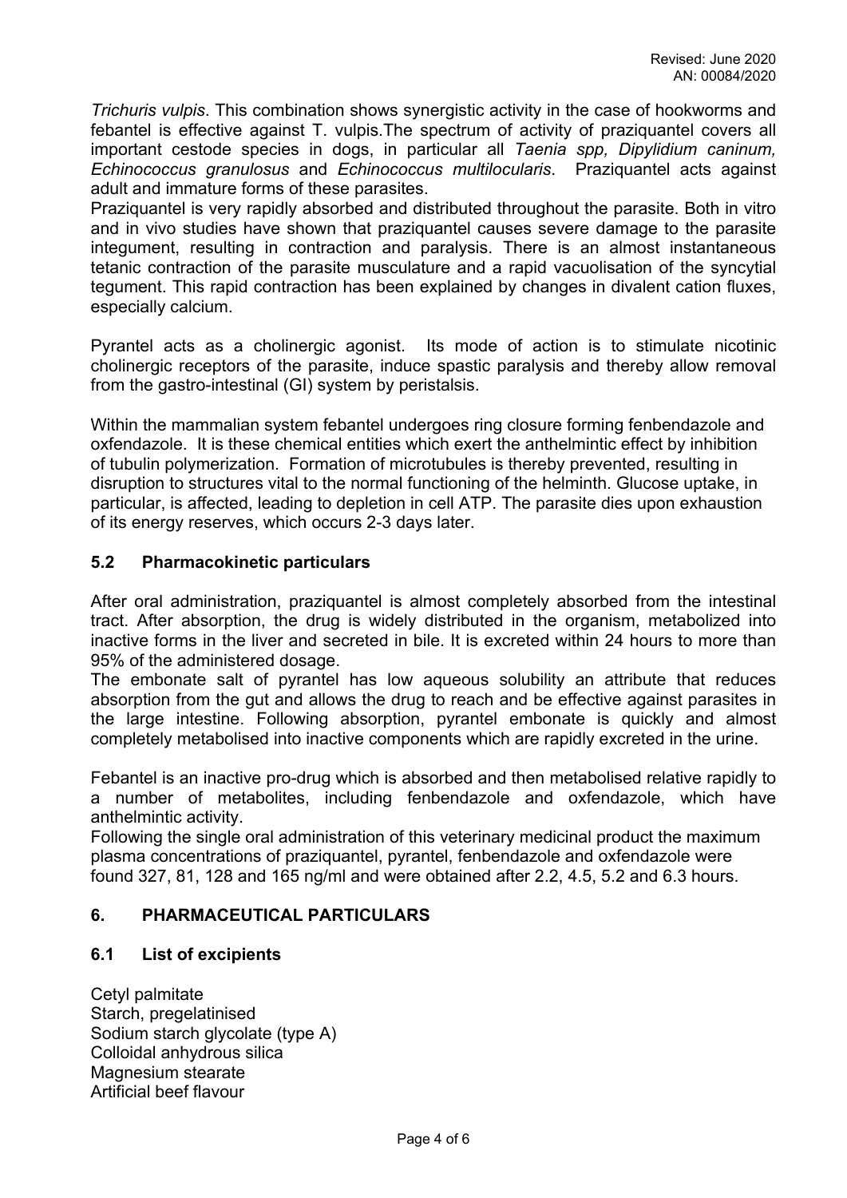*Trichuris vulpis*. This combination shows synergistic activity in the case of hookworms and febantel is effective against T. vulpis.The spectrum of activity of praziquantel covers all important cestode species in dogs, in particular all *Taenia spp, Dipylidium caninum, Echinococcus granulosus* and *Echinococcus multilocularis*. Praziquantel acts against adult and immature forms of these parasites.
Praziquantel is very rapidly absorbed and distributed throughout the parasite. Both in vitro and in vivo studies have shown that praziquantel causes severe damage to the parasite integument, resulting in contraction and paralysis. There is an almost instantaneous tetanic contraction of the parasite musculature and a rapid vacuolisation of the syncytial tegument. This rapid contraction has been explained by changes in divalent cation fluxes, especially calcium.

Pyrantel acts as a cholinergic agonist. Its mode of action is to stimulate nicotinic cholinergic receptors of the parasite, induce spastic paralysis and thereby allow removal from the gastro-intestinal (GI) system by peristalsis.

Within the mammalian system febantel undergoes ring closure forming fenbendazole and oxfendazole. It is these chemical entities which exert the anthelmintic effect by inhibition of tubulin polymerization. Formation of microtubules is thereby prevented, resulting in disruption to structures vital to the normal functioning of the helminth. Glucose uptake, in particular, is affected, leading to depletion in cell ATP. The parasite dies upon exhaustion of its energy reserves, which occurs 2-3 days later.

## 5.2 Pharmacokinetic particulars

After oral administration, praziquantel is almost completely absorbed from the intestinal tract. After absorption, the drug is widely distributed in the organism, metabolized into inactive forms in the liver and secreted in bile. It is excreted within 24 hours to more than 95% of the administered dosage.
The embonate salt of pyrantel has low aqueous solubility an attribute that reduces absorption from the gut and allows the drug to reach and be effective against parasites in the large intestine. Following absorption, pyrantel embonate is quickly and almost completely metabolised into inactive components which are rapidly excreted in the urine.

Febantel is an inactive pro-drug which is absorbed and then metabolised relative rapidly to a number of metabolites, including fenbendazole and oxfendazole, which have anthelmintic activity.
Following the single oral administration of this veterinary medicinal product the maximum plasma concentrations of praziquantel, pyrantel, fenbendazole and oxfendazole were found 327, 81, 128 and 165 ng/ml and were obtained after 2.2, 4.5, 5.2 and 6.3 hours.

# 6. PHARMACEUTICAL PARTICULARS

## 6.1 List of excipients

Cetyl palmitate
Starch, pregelatinised
Sodium starch glycolate (type A)
Colloidal anhydrous silica
Magnesium stearate
Artificial beef flavour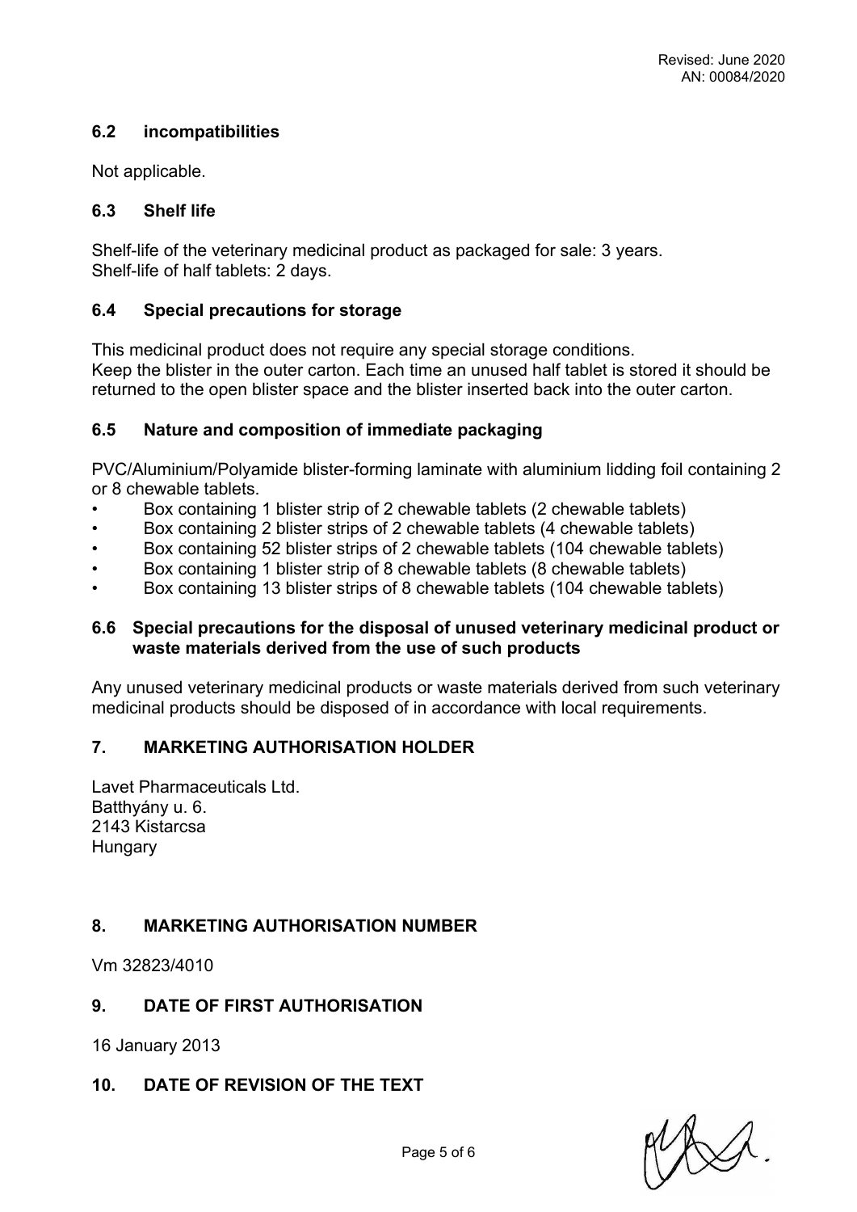## 6.2 incompatibilities

Not applicable.

## 6.3 Shelf life

Shelf-life of the veterinary medicinal product as packaged for sale: 3 years.
Shelf-life of half tablets: 2 days.

## 6.4 Special precautions for storage

This medicinal product does not require any special storage conditions.
Keep the blister in the outer carton. Each time an unused half tablet is stored it should be returned to the open blister space and the blister inserted back into the outer carton.

## 6.5 Nature and composition of immediate packaging

PVC/Aluminium/Polyamide blister-forming laminate with aluminium lidding foil containing 2 or 8 chewable tablets.

- Box containing 1 blister strip of 2 chewable tablets (2 chewable tablets)
- Box containing 2 blister strips of 2 chewable tablets (4 chewable tablets)
- Box containing 52 blister strips of 2 chewable tablets (104 chewable tablets)
- Box containing 1 blister strip of 8 chewable tablets (8 chewable tablets)
- Box containing 13 blister strips of 8 chewable tablets (104 chewable tablets)

## 6.6 Special precautions for the disposal of unused veterinary medicinal product or waste materials derived from the use of such products

Any unused veterinary medicinal products or waste materials derived from such veterinary medicinal products should be disposed of in accordance with local requirements.

## 7. MARKETING AUTHORISATION HOLDER

Lavet Pharmaceuticals Ltd.
Batthyány u. 6.
2143 Kistarcsa
Hungary

## 8. MARKETING AUTHORISATION NUMBER

Vm 32823/4010

## 9. DATE OF FIRST AUTHORISATION

16 January 2013

## 10. DATE OF REVISION OF THE TEXT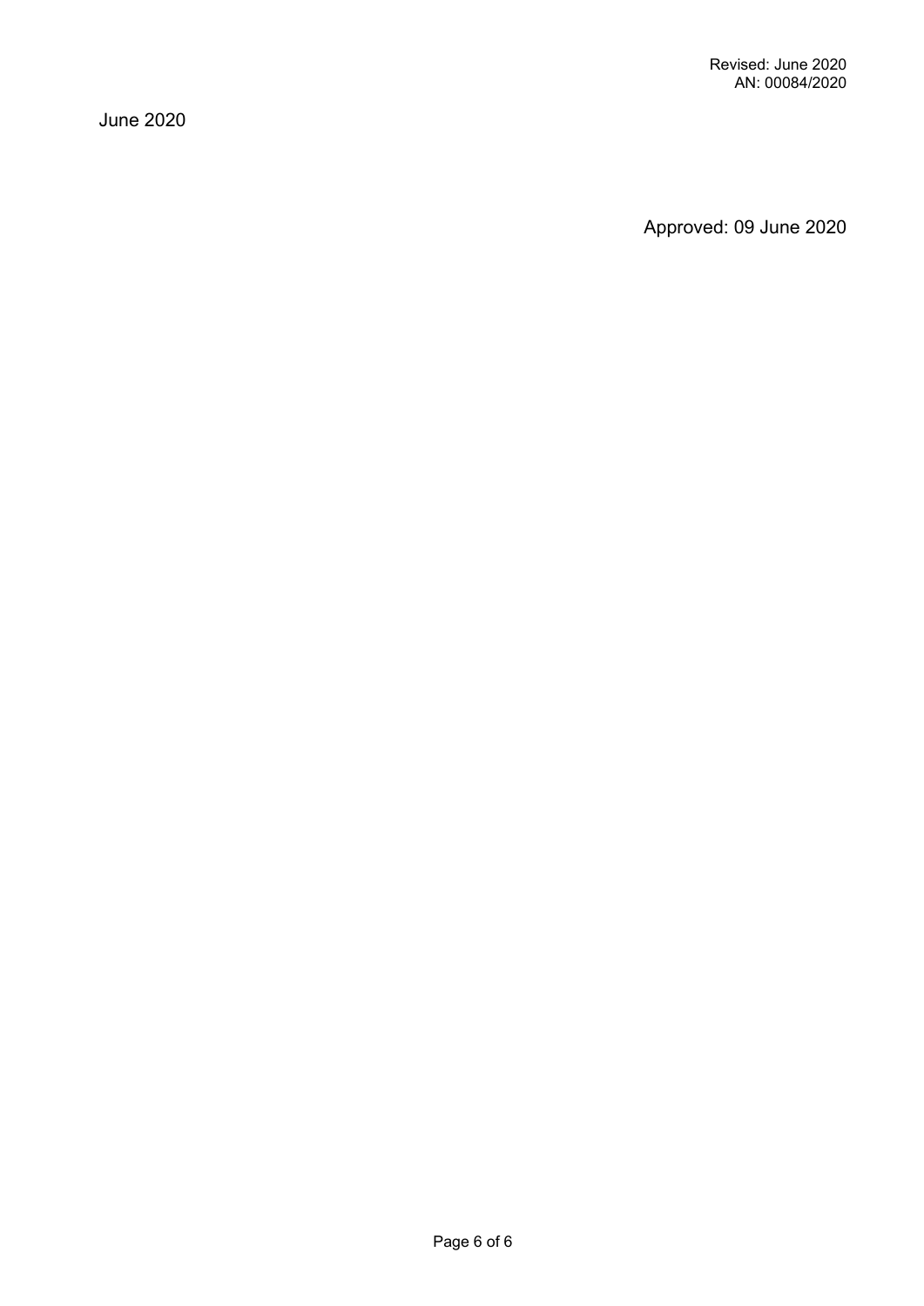June 2020

Approved: 09 June 2020